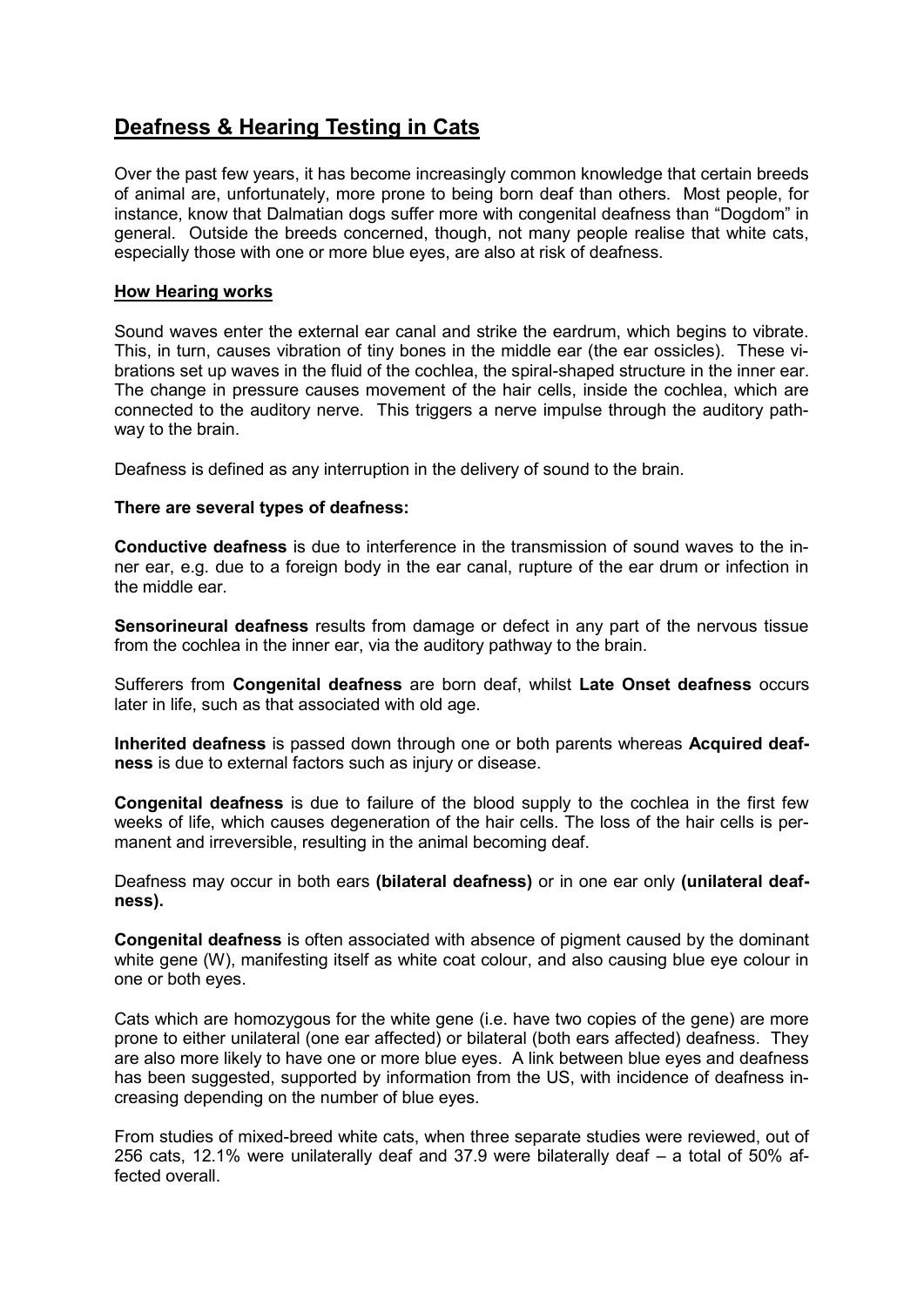# Deafness & Hearing Testing in Cats

Over the past few years, it has become increasingly common knowledge that certain breeds of animal are, unfortunately, more prone to being born deaf than others. Most people, for instance, know that Dalmatian dogs suffer more with congenital deafness than "Dogdom" in general. Outside the breeds concerned, though, not many people realise that white cats, especially those with one or more blue eyes, are also at risk of deafness.

## How Hearing works

Sound waves enter the external ear canal and strike the eardrum, which begins to vibrate. This, in turn, causes vibration of tiny bones in the middle ear (the ear ossicles). These vibrations set up waves in the fluid of the cochlea, the spiral-shaped structure in the inner ear. The change in pressure causes movement of the hair cells, inside the cochlea, which are connected to the auditory nerve. This triggers a nerve impulse through the auditory pathway to the brain.

Deafness is defined as any interruption in the delivery of sound to the brain.

**There are several types of deafness:**

**Conductive deafness** is due to interference in the transmission of sound waves to the inner ear, e.g. due to a foreign body in the ear canal, rupture of the ear drum or infection in the middle ear.

**Sensorineural deafness** results from damage or defect in any part of the nervous tissue from the cochlea in the inner ear, via the auditory pathway to the brain.

Sufferers from **Congenital deafness** are born deaf, whilst **Late Onset deafness** occurs later in life, such as that associated with old age.

**Inherited deafness** is passed down through one or both parents whereas **Acquired deafness** is due to external factors such as injury or disease.

**Congenital deafness** is due to failure of the blood supply to the cochlea in the first few weeks of life, which causes degeneration of the hair cells. The loss of the hair cells is permanent and irreversible, resulting in the animal becoming deaf.

Deafness may occur in both ears **(bilateral deafness)** or in one ear only **(unilateral deafness).**

**Congenital deafness** is often associated with absence of pigment caused by the dominant white gene (W), manifesting itself as white coat colour, and also causing blue eye colour in one or both eyes.

Cats which are homozygous for the white gene (i.e. have two copies of the gene) are more prone to either unilateral (one ear affected) or bilateral (both ears affected) deafness. They are also more likely to have one or more blue eyes. A link between blue eyes and deafness has been suggested, supported by information from the US, with incidence of deafness increasing depending on the number of blue eyes.

From studies of mixed-breed white cats, when three separate studies were reviewed, out of 256 cats, 12.1% were unilaterally deaf and 37.9 were bilaterally deaf – a total of 50% affected overall.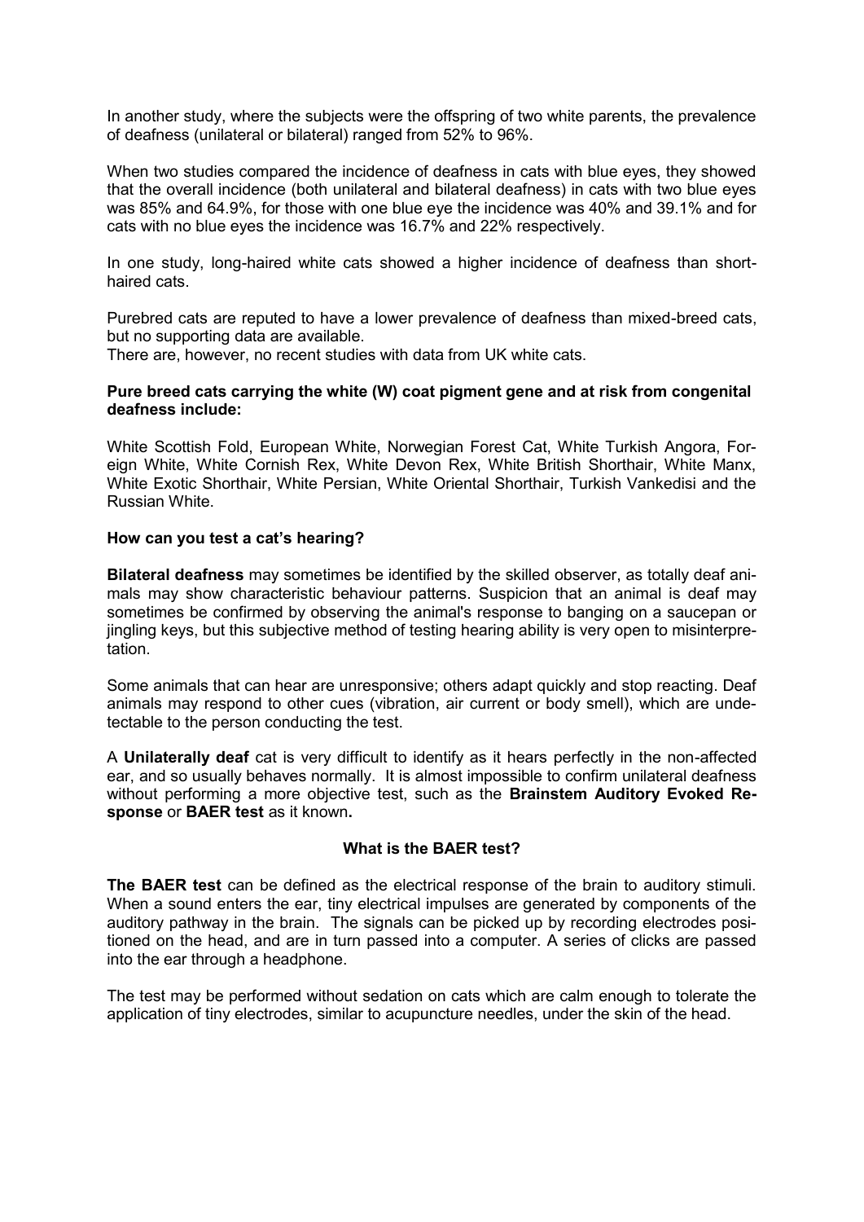In another study, where the subjects were the offspring of two white parents, the prevalence of deafness (unilateral or bilateral) ranged from 52% to 96%.

When two studies compared the incidence of deafness in cats with blue eyes, they showed that the overall incidence (both unilateral and bilateral deafness) in cats with two blue eyes was 85% and 64.9%, for those with one blue eye the incidence was 40% and 39.1% and for cats with no blue eyes the incidence was 16.7% and 22% respectively.

In one study, long-haired white cats showed a higher incidence of deafness than short-haired cats.

Purebred cats are reputed to have a lower prevalence of deafness than mixed-breed cats, but no supporting data are available.

There are, however, no recent studies with data from UK white cats.

**Pure breed cats carrying the white (W) coat pigment gene and at risk from congenital deafness include:**

White Scottish Fold, European White, Norwegian Forest Cat, White Turkish Angora, Foreign White, White Cornish Rex, White Devon Rex, White British Shorthair, White Manx, White Exotic Shorthair, White Persian, White Oriental Shorthair, Turkish Vankedisi and the Russian White.

**How can you test a cat's hearing?**

**Bilateral deafness** may sometimes be identified by the skilled observer, as totally deaf animals may show characteristic behaviour patterns. Suspicion that an animal is deaf may sometimes be confirmed by observing the animal's response to banging on a saucepan or jingling keys, but this subjective method of testing hearing ability is very open to misinterpretation.

Some animals that can hear are unresponsive; others adapt quickly and stop reacting. Deaf animals may respond to other cues (vibration, air current or body smell), which are undetectable to the person conducting the test.

A **Unilaterally deaf** cat is very difficult to identify as it hears perfectly in the non-affected ear, and so usually behaves normally. It is almost impossible to confirm unilateral deafness without performing a more objective test, such as the **Brainstem Auditory Evoked Response** or **BAER test** as it known**.**

**What is the BAER test?**

**The BAER test** can be defined as the electrical response of the brain to auditory stimuli. When a sound enters the ear, tiny electrical impulses are generated by components of the auditory pathway in the brain. The signals can be picked up by recording electrodes positioned on the head, and are in turn passed into a computer. A series of clicks are passed into the ear through a headphone.

The test may be performed without sedation on cats which are calm enough to tolerate the application of tiny electrodes, similar to acupuncture needles, under the skin of the head.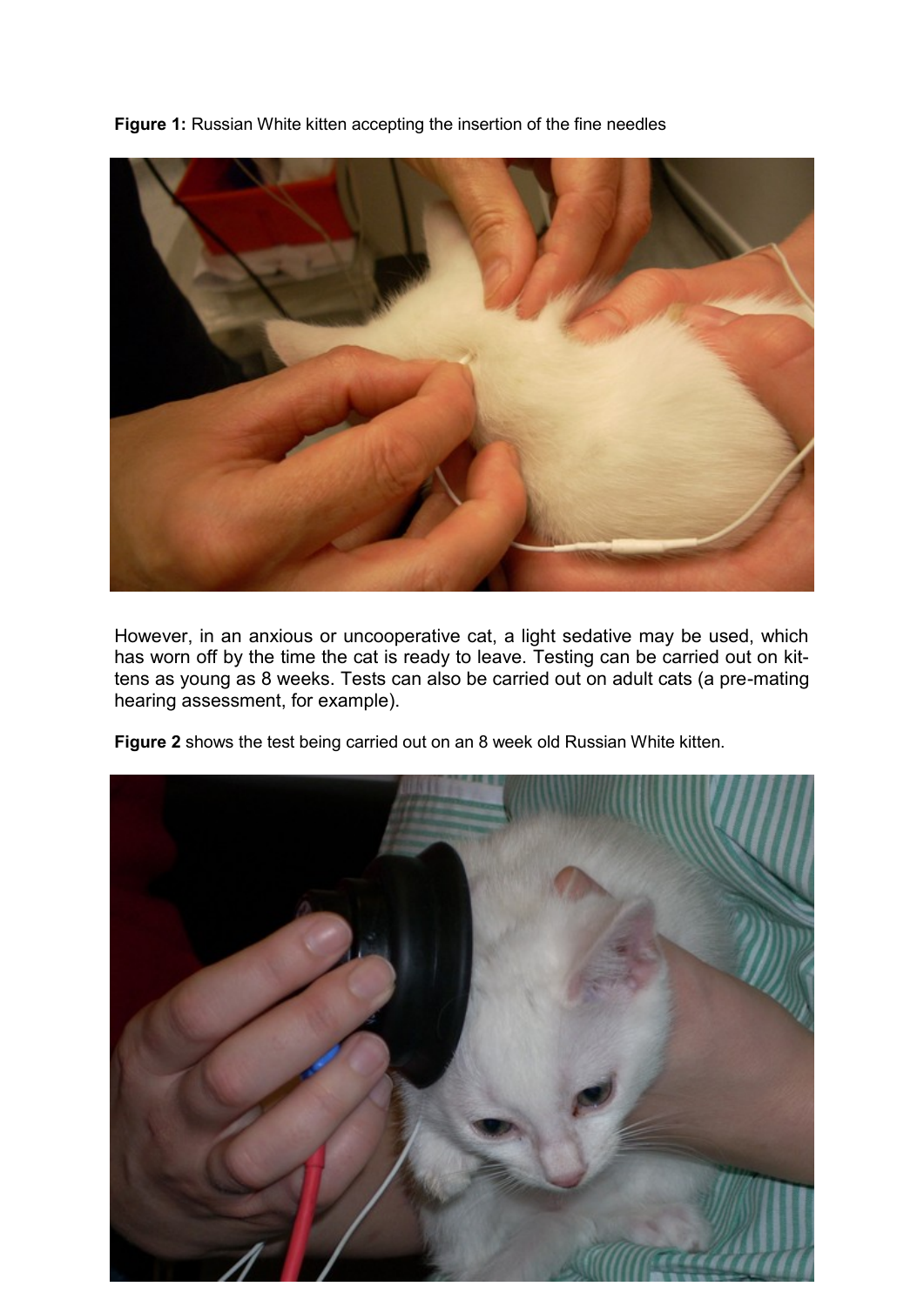**Figure 1:** Russian White kitten accepting the insertion of the fine needles

However, in an anxious or uncooperative cat, a light sedative may be used, which has worn off by the time the cat is ready to leave. Testing can be carried out on kittens as young as 8 weeks. Tests can also be carried out on adult cats (a pre-mating hearing assessment, for example).

**Figure 2** shows the test being carried out on an 8 week old Russian White kitten.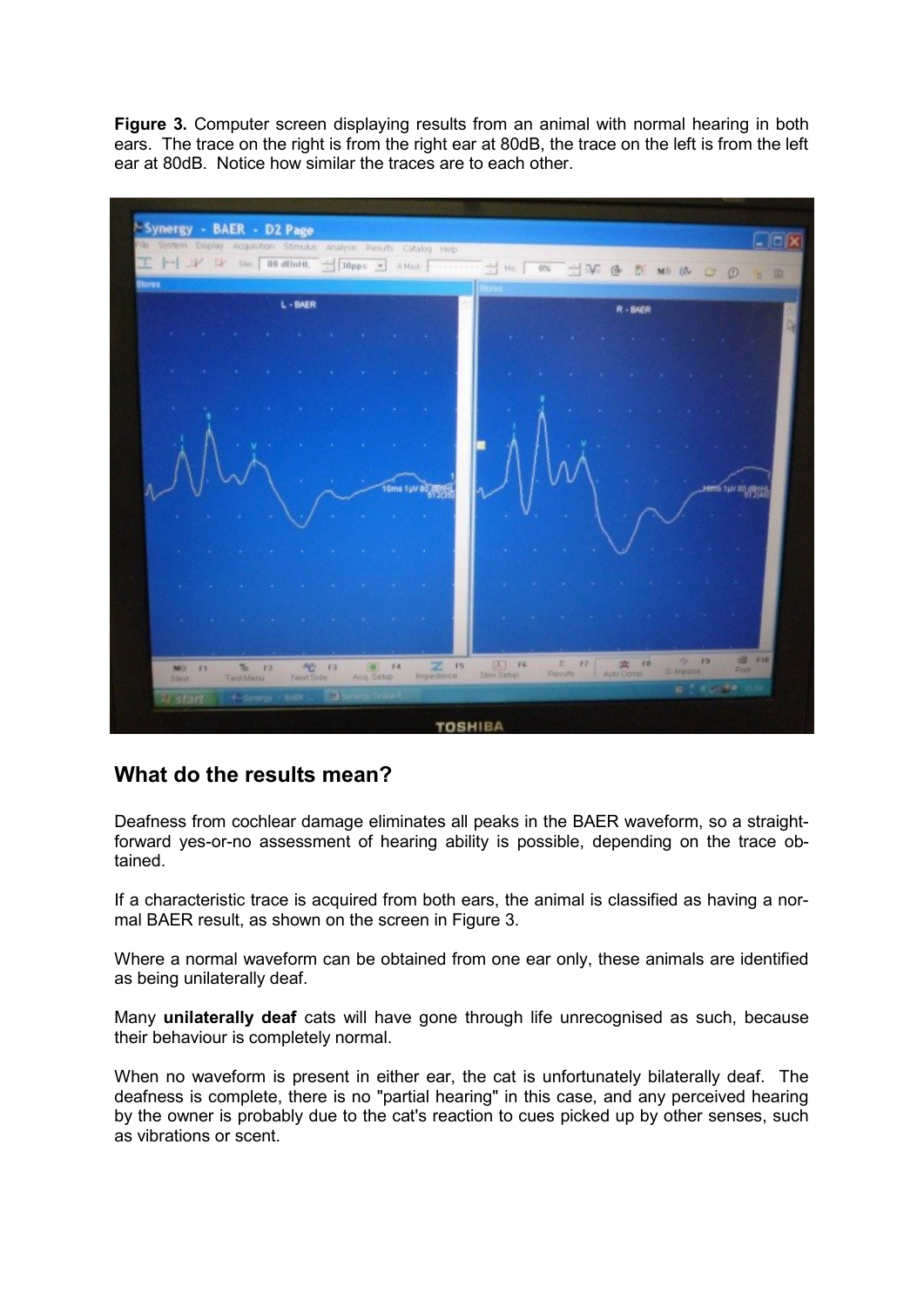**Figure 3.** Computer screen displaying results from an animal with normal hearing in both ears. The trace on the right is from the right ear at 80dB, the trace on the left is from the left ear at 80dB. Notice how similar the traces are to each other.

## What do the results mean?

Deafness from cochlear damage eliminates all peaks in the BAER waveform, so a straight-forward yes-or-no assessment of hearing ability is possible, depending on the trace obtained.

If a characteristic trace is acquired from both ears, the animal is classified as having a normal BAER result, as shown on the screen in Figure 3.

Where a normal waveform can be obtained from one ear only, these animals are identified as being unilaterally deaf.

Many **unilaterally deaf** cats will have gone through life unrecognised as such, because their behaviour is completely normal.

When no waveform is present in either ear, the cat is unfortunately bilaterally deaf. The deafness is complete, there is no "partial hearing" in this case, and any perceived hearing by the owner is probably due to the cat's reaction to cues picked up by other senses, such as vibrations or scent.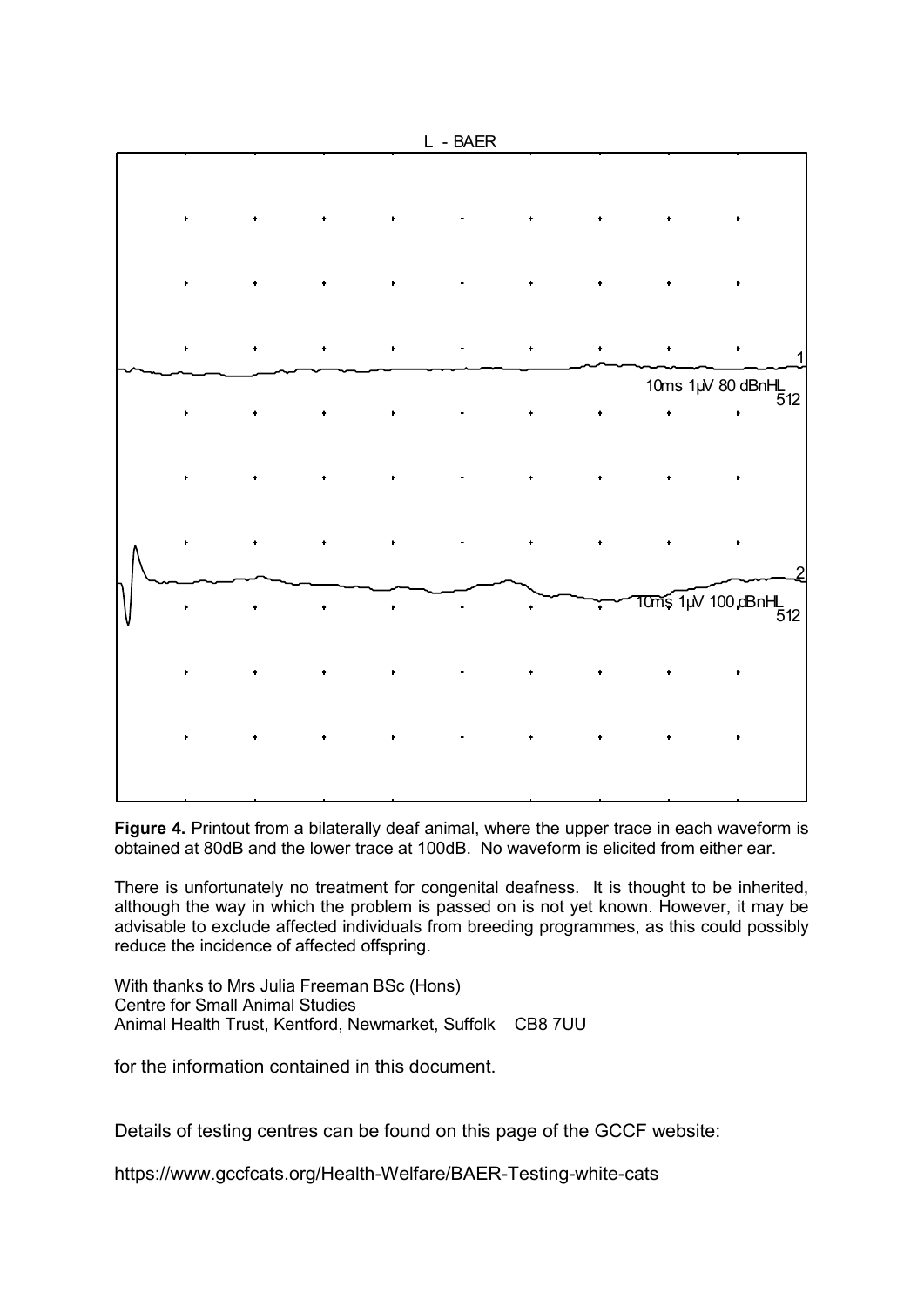L - BAER

1

10ms 1µV 80 dBnHL

512

2

10ms 1µV 100 dBnHL

512

**Figure 4.** Printout from a bilaterally deaf animal, where the upper trace in each waveform is obtained at 80dB and the lower trace at 100dB. No waveform is elicited from either ear.

There is unfortunately no treatment for congenital deafness. It is thought to be inherited, although the way in which the problem is passed on is not yet known. However, it may be advisable to exclude affected individuals from breeding programmes, as this could possibly reduce the incidence of affected offspring.

With thanks to Mrs Julia Freeman BSc (Hons)
Centre for Small Animal Studies
Animal Health Trust, Kentford, Newmarket, Suffolk CB8 7UU

for the information contained in this document.

Details of testing centres can be found on this page of the GCCF website:

https://www.gccfcats.org/Health-Welfare/BAER-Testing-white-cats